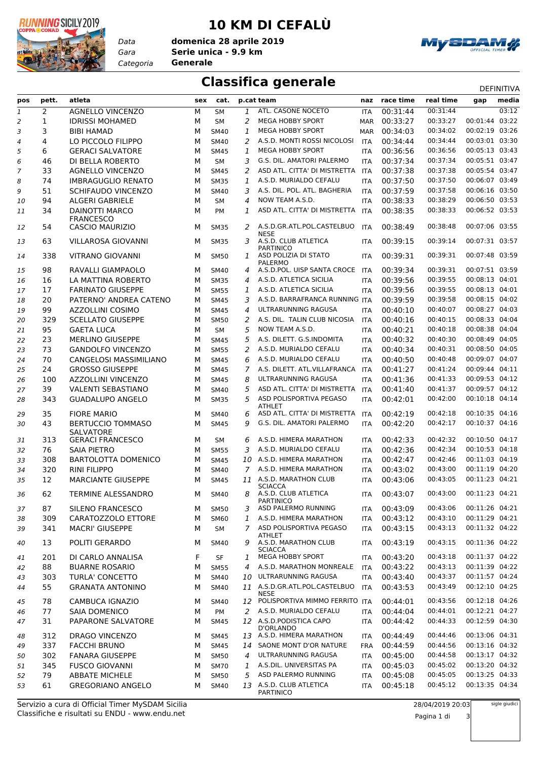# 10 KM DI CEFALÙ

Data **domenica 28 aprile 2019**
Gara **Serie unica - 9.9 km**
Categoria **Generale**

## Classifica generale

DEFINITIVA

| pos | pett. | atleta | sex | cat. | p.cat | team | naz | race time | real time | gap | media |
|---|---|---|---|---|---|---|---|---|---|---|---|
| 1 | 2 | AGNELLO VINCENZO | M | SM | 1 | ATL. CASONE NOCETO | ITA | 00:31:44 | 00:31:44 | | 03:12 |
| 2 | 1 | IDRISSI MOHAMED | M | SM | 2 | MEGA HOBBY SPORT | MAR | 00:33:27 | 00:33:27 | 00:01:44 | 03:22 |
| 3 | 3 | BIBI HAMAD | M | SM40 | 1 | MEGA HOBBY SPORT | MAR | 00:34:03 | 00:34:02 | 00:02:19 | 03:26 |
| 4 | 4 | LO PICCOLO FILIPPO | M | SM40 | 2 | A.S.D. MONTI ROSSI NICOLOSI | ITA | 00:34:44 | 00:34:44 | 00:03:01 | 03:30 |
| 5 | 6 | GERACI SALVATORE | M | SM45 | 1 | MEGA HOBBY SPORT | ITA | 00:36:56 | 00:36:56 | 00:05:13 | 03:43 |
| 6 | 46 | DI BELLA ROBERTO | M | SM | 3 | G.S. DIL. AMATORI PALERMO | ITA | 00:37:34 | 00:37:34 | 00:05:51 | 03:47 |
| 7 | 33 | AGNELLO VINCENZO | M | SM45 | 2 | ASD ATL. CITTA' DI MISTRETTA | ITA | 00:37:38 | 00:37:38 | 00:05:54 | 03:47 |
| 8 | 74 | IMBRAGUGLIO RENATO | M | SM35 | 1 | A.S.D. MURIALDO CEFALU | ITA | 00:37:50 | 00:37:50 | 00:06:07 | 03:49 |
| 9 | 51 | SCHIFAUDO VINCENZO | M | SM40 | 3 | A.S. DIL. POL. ATL. BAGHERIA | ITA | 00:37:59 | 00:37:58 | 00:06:16 | 03:50 |
| 10 | 94 | ALGERI GABRIELE | M | SM | 4 | NOW TEAM A.S.D. | ITA | 00:38:33 | 00:38:29 | 00:06:50 | 03:53 |
| 11 | 34 | DAINOTTI MARCO FRANCESCO | M | PM | 1 | ASD ATL. CITTA' DI MISTRETTA | ITA | 00:38:35 | 00:38:33 | 00:06:52 | 03:53 |
| 12 | 54 | CASCIO MAURIZIO | M | SM35 | 2 | A.S.D.GR.ATL.POL.CASTELBUONESE | ITA | 00:38:49 | 00:38:48 | 00:07:06 | 03:55 |
| 13 | 63 | VILLAROSA GIOVANNI | M | SM35 | 3 | A.S.D. CLUB ATLETICA PARTINICO | ITA | 00:39:15 | 00:39:14 | 00:07:31 | 03:57 |
| 14 | 338 | VITRANO GIOVANNI | M | SM50 | 1 | ASD POLIZIA DI STATO PALERMO | ITA | 00:39:31 | 00:39:31 | 00:07:48 | 03:59 |
| 15 | 98 | RAVALLI GIAMPAOLO | M | SM40 | 4 | A.S.D.POL. UISP SANTA CROCE | ITA | 00:39:34 | 00:39:31 | 00:07:51 | 03:59 |
| 16 | 16 | LA MATTINA ROBERTO | M | SM35 | 4 | A.S.D. ATLETICA SICILIA | ITA | 00:39:56 | 00:39:55 | 00:08:13 | 04:01 |
| 17 | 17 | FARINATO GIUSEPPE | M | SM55 | 1 | A.S.D. ATLETICA SICILIA | ITA | 00:39:56 | 00:39:55 | 00:08:13 | 04:01 |
| 18 | 20 | PATERNO' ANDREA CATENO | M | SM45 | 3 | A.S.D. BARRAFRANCA RUNNING | ITA | 00:39:59 | 00:39:58 | 00:08:15 | 04:02 |
| 19 | 99 | AZZOLLINI COSIMO | M | SM45 | 4 | ULTRARUNNING RAGUSA | ITA | 00:40:10 | 00:40:07 | 00:08:27 | 04:03 |
| 20 | 329 | SCELLATO GIUSEPPE | M | SM50 | 2 | A.S. DIL. TALIN CLUB NICOSIA | ITA | 00:40:16 | 00:40:15 | 00:08:33 | 04:04 |
| 21 | 95 | GAETA LUCA | M | SM | 5 | NOW TEAM A.S.D. | ITA | 00:40:21 | 00:40:18 | 00:08:38 | 04:04 |
| 22 | 23 | MERLINO GIUSEPPE | M | SM45 | 5 | A.S. DILETT. G.S.INDOMITA | ITA | 00:40:32 | 00:40:30 | 00:08:49 | 04:05 |
| 23 | 73 | GANDOLFO VINCENZO | M | SM55 | 2 | A.S.D. MURIALDO CEFALU | ITA | 00:40:34 | 00:40:31 | 00:08:50 | 04:05 |
| 24 | 70 | CANGELOSI MASSIMILIANO | M | SM45 | 6 | A.S.D. MURIALDO CEFALU | ITA | 00:40:50 | 00:40:48 | 00:09:07 | 04:07 |
| 25 | 24 | GROSSO GIUSEPPE | M | SM45 | 7 | A.S. DILETT. ATL.VILLAFRANCA | ITA | 00:41:27 | 00:41:24 | 00:09:44 | 04:11 |
| 26 | 100 | AZZOLLINI VINCENZO | M | SM45 | 8 | ULTRARUNNING RAGUSA | ITA | 00:41:36 | 00:41:33 | 00:09:53 | 04:12 |
| 27 | 39 | VALENTI SEBASTIANO | M | SM40 | 5 | ASD ATL. CITTA' DI MISTRETTA | ITA | 00:41:40 | 00:41:37 | 00:09:57 | 04:12 |
| 28 | 343 | GUADALUPO ANGELO | M | SM35 | 5 | ASD POLISPORTIVA PEGASO ATHLET | ITA | 00:42:01 | 00:42:00 | 00:10:18 | 04:14 |
| 29 | 35 | FIORE MARIO | M | SM40 | 6 | ASD ATL. CITTA' DI MISTRETTA | ITA | 00:42:19 | 00:42:18 | 00:10:35 | 04:16 |
| 30 | 43 | BERTUCCIO TOMMASO SALVATORE | M | SM45 | 9 | G.S. DIL. AMATORI PALERMO | ITA | 00:42:20 | 00:42:17 | 00:10:37 | 04:16 |
| 31 | 313 | GERACI FRANCESCO | M | SM | 6 | A.S.D. HIMERA MARATHON | ITA | 00:42:33 | 00:42:32 | 00:10:50 | 04:17 |
| 32 | 76 | SAIA PIETRO | M | SM55 | 3 | A.S.D. MURIALDO CEFALU | ITA | 00:42:36 | 00:42:34 | 00:10:53 | 04:18 |
| 33 | 308 | BARTOLOTTA DOMENICO | M | SM45 | 10 | A.S.D. HIMERA MARATHON | ITA | 00:42:47 | 00:42:46 | 00:11:03 | 04:19 |
| 34 | 320 | RINI FILIPPO | M | SM40 | 7 | A.S.D. HIMERA MARATHON | ITA | 00:43:02 | 00:43:00 | 00:11:19 | 04:20 |
| 35 | 12 | MARCIANTE GIUSEPPE | M | SM45 | 11 | A.S.D. MARATHON CLUB SCIACCA | ITA | 00:43:06 | 00:43:05 | 00:11:23 | 04:21 |
| 36 | 62 | TERMINE ALESSANDRO | M | SM40 | 8 | A.S.D. CLUB ATLETICA PARTINICO | ITA | 00:43:07 | 00:43:00 | 00:11:23 | 04:21 |
| 37 | 87 | SILENO FRANCESCO | M | SM50 | 3 | ASD PALERMO RUNNING | ITA | 00:43:09 | 00:43:06 | 00:11:26 | 04:21 |
| 38 | 309 | CARATOZZOLO ETTORE | M | SM60 | 1 | A.S.D. HIMERA MARATHON | ITA | 00:43:12 | 00:43:10 | 00:11:29 | 04:21 |
| 39 | 341 | MACRI' GIUSEPPE | M | SM | 7 | ASD POLISPORTIVA PEGASO ATHLET | ITA | 00:43:15 | 00:43:13 | 00:11:32 | 04:22 |
| 40 | 13 | POLITI GERARDO | M | SM40 | 9 | A.S.D. MARATHON CLUB SCIACCA | ITA | 00:43:19 | 00:43:15 | 00:11:36 | 04:22 |
| 41 | 201 | DI CARLO ANNALISA | F | SF | 1 | MEGA HOBBY SPORT | ITA | 00:43:20 | 00:43:18 | 00:11:37 | 04:22 |
| 42 | 88 | BUARNE ROSARIO | M | SM55 | 4 | A.S.D. MARATHON MONREALE | ITA | 00:43:22 | 00:43:13 | 00:11:39 | 04:22 |
| 43 | 303 | TURLA' CONCETTO | M | SM40 | 10 | ULTRARUNNING RAGUSA | ITA | 00:43:40 | 00:43:37 | 00:11:57 | 04:24 |
| 44 | 55 | GRANATA ANTONINO | M | SM40 | 11 | A.S.D.GR.ATL.POL.CASTELBUONESE | ITA | 00:43:53 | 00:43:49 | 00:12:10 | 04:25 |
| 45 | 78 | CAMBUCA IGNAZIO | M | SM40 | 12 | POLISPORTIVA MIMMO FERRITO | ITA | 00:44:01 | 00:43:56 | 00:12:18 | 04:26 |
| 46 | 77 | SAIA DOMENICO | M | PM | 2 | A.S.D. MURIALDO CEFALU | ITA | 00:44:04 | 00:44:01 | 00:12:21 | 04:27 |
| 47 | 31 | PAPARONE SALVATORE | M | SM45 | 12 | A.S.D.PODISTICA CAPO D'ORLANDO | ITA | 00:44:42 | 00:44:33 | 00:12:59 | 04:30 |
| 48 | 312 | DRAGO VINCENZO | M | SM45 | 13 | A.S.D. HIMERA MARATHON | ITA | 00:44:49 | 00:44:46 | 00:13:06 | 04:31 |
| 49 | 337 | FACCHI BRUNO | M | SM45 | 14 | SAONE MONT D'OR NATURE | FRA | 00:44:59 | 00:44:56 | 00:13:16 | 04:32 |
| 50 | 302 | FANARA GIUSEPPE | M | SM50 | 4 | ULTRARUNNING RAGUSA | ITA | 00:45:00 | 00:44:58 | 00:13:17 | 04:32 |
| 51 | 345 | FUSCO GIOVANNI | M | SM70 | 1 | A.S.DIL. UNIVERSITAS PA | ITA | 00:45:03 | 00:45:02 | 00:13:20 | 04:32 |
| 52 | 79 | ABBATE MICHELE | M | SM50 | 5 | ASD PALERMO RUNNING | ITA | 00:45:08 | 00:45:05 | 00:13:25 | 04:33 |
| 53 | 61 | GREGORIANO ANGELO | M | SM40 | 13 | A.S.D. CLUB ATLETICA PARTINICO | ITA | 00:45:18 | 00:45:12 | 00:13:35 | 04:34 |

Servizio a cura di Official Timer MySDAM Sicilia
Classifiche e risultati su ENDU - www.endu.net

28/04/2019 20:03

sigle giudici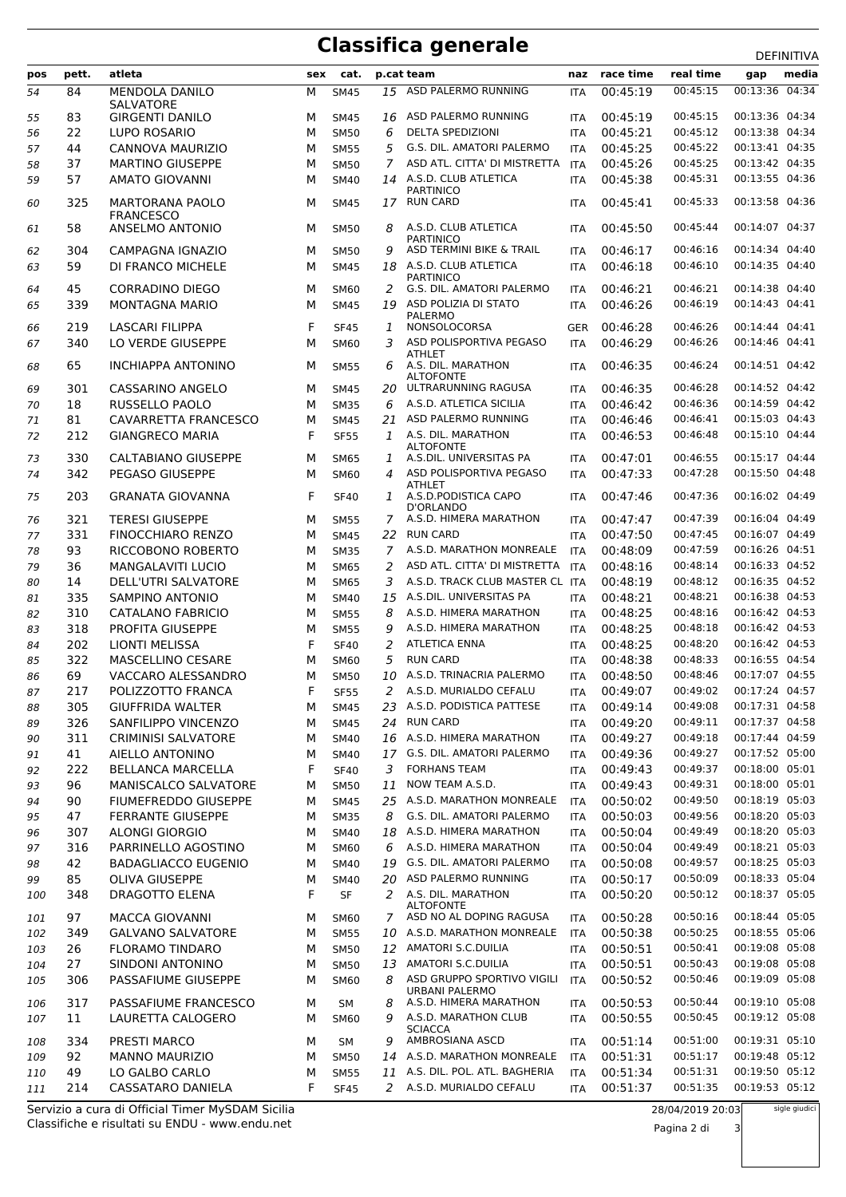# Classifica generale

DEFINITIVA

| pos | pett. | atleta | sex | cat. | p.cat | team | naz | race time | real time | gap | media |
|---|---|---|---|---|---|---|---|---|---|---|---|
| 54 | 84 | MENDOLA DANILO SALVATORE | M | SM45 | 15 | ASD PALERMO RUNNING | ITA | 00:45:19 | 00:45:15 | 00:13:36 | 04:34 |
| 55 | 83 | GIRGENTI DANILO | M | SM45 | 16 | ASD PALERMO RUNNING | ITA | 00:45:19 | 00:45:15 | 00:13:36 | 04:34 |
| 56 | 22 | LUPO ROSARIO | M | SM50 | 6 | DELTA SPEDIZIONI | ITA | 00:45:21 | 00:45:12 | 00:13:38 | 04:34 |
| 57 | 44 | CANNOVA MAURIZIO | M | SM55 | 5 | G.S. DIL. AMATORI PALERMO | ITA | 00:45:25 | 00:45:22 | 00:13:41 | 04:35 |
| 58 | 37 | MARTINO GIUSEPPE | M | SM50 | 7 | ASD ATL. CITTA' DI MISTRETTA | ITA | 00:45:26 | 00:45:25 | 00:13:42 | 04:35 |
| 59 | 57 | AMATO GIOVANNI | M | SM40 | 14 | A.S.D. CLUB ATLETICA PARTINICO | ITA | 00:45:38 | 00:45:31 | 00:13:55 | 04:36 |
| 60 | 325 | MARTORANA PAOLO FRANCESCO | M | SM45 | 17 | RUN CARD | ITA | 00:45:41 | 00:45:33 | 00:13:58 | 04:36 |
| 61 | 58 | ANSELMO ANTONIO | M | SM50 | 8 | A.S.D. CLUB ATLETICA PARTINICO | ITA | 00:45:50 | 00:45:44 | 00:14:07 | 04:37 |
| 62 | 304 | CAMPAGNA IGNAZIO | M | SM50 | 9 | ASD TERMINI BIKE & TRAIL | ITA | 00:46:17 | 00:46:16 | 00:14:34 | 04:40 |
| 63 | 59 | DI FRANCO MICHELE | M | SM45 | 18 | A.S.D. CLUB ATLETICA PARTINICO | ITA | 00:46:18 | 00:46:10 | 00:14:35 | 04:40 |
| 64 | 45 | CORRADINO DIEGO | M | SM60 | 2 | G.S. DIL. AMATORI PALERMO | ITA | 00:46:21 | 00:46:21 | 00:14:38 | 04:40 |
| 65 | 339 | MONTAGNA MARIO | M | SM45 | 19 | ASD POLIZIA DI STATO PALERMO | ITA | 00:46:26 | 00:46:19 | 00:14:43 | 04:41 |
| 66 | 219 | LASCARI FILIPPA | F | SF45 | 1 | NONSOLOCORSA | GER | 00:46:28 | 00:46:26 | 00:14:44 | 04:41 |
| 67 | 340 | LO VERDE GIUSEPPE | M | SM60 | 3 | ASD POLISPORTIVA PEGASO ATHLET | ITA | 00:46:29 | 00:46:26 | 00:14:46 | 04:41 |
| 68 | 65 | INCHIAPPA ANTONINO | M | SM55 | 6 | A.S. DIL. MARATHON ALTOFONTE | ITA | 00:46:35 | 00:46:24 | 00:14:51 | 04:42 |
| 69 | 301 | CASSARINO ANGELO | M | SM45 | 20 | ULTRARUNNING RAGUSA | ITA | 00:46:35 | 00:46:28 | 00:14:52 | 04:42 |
| 70 | 18 | RUSSELLO PAOLO | M | SM35 | 6 | A.S.D. ATLETICA SICILIA | ITA | 00:46:42 | 00:46:36 | 00:14:59 | 04:42 |
| 71 | 81 | CAVARRETTA FRANCESCO | M | SM45 | 21 | ASD PALERMO RUNNING | ITA | 00:46:46 | 00:46:41 | 00:15:03 | 04:43 |
| 72 | 212 | GIANGRECO MARIA | F | SF55 | 1 | A.S. DIL. MARATHON ALTOFONTE | ITA | 00:46:53 | 00:46:48 | 00:15:10 | 04:44 |
| 73 | 330 | CALTABIANO GIUSEPPE | M | SM65 | 1 | A.S.DIL. UNIVERSITAS PA | ITA | 00:47:01 | 00:46:55 | 00:15:17 | 04:44 |
| 74 | 342 | PEGASO GIUSEPPE | M | SM60 | 4 | ASD POLISPORTIVA PEGASO ATHLET | ITA | 00:47:33 | 00:47:28 | 00:15:50 | 04:48 |
| 75 | 203 | GRANATA GIOVANNA | F | SF40 | 1 | A.S.D.PODISTICA CAPO D'ORLANDO | ITA | 00:47:46 | 00:47:36 | 00:16:02 | 04:49 |
| 76 | 321 | TERESI GIUSEPPE | M | SM55 | 7 | A.S.D. HIMERA MARATHON | ITA | 00:47:47 | 00:47:39 | 00:16:04 | 04:49 |
| 77 | 331 | FINOCCHIARO RENZO | M | SM45 | 22 | RUN CARD | ITA | 00:47:50 | 00:47:45 | 00:16:07 | 04:49 |
| 78 | 93 | RICCOBONO ROBERTO | M | SM35 | 7 | A.S.D. MARATHON MONREALE | ITA | 00:48:09 | 00:47:59 | 00:16:26 | 04:51 |
| 79 | 36 | MANGALAVITI LUCIO | M | SM65 | 2 | ASD ATL. CITTA' DI MISTRETTA | ITA | 00:48:16 | 00:48:14 | 00:16:33 | 04:52 |
| 80 | 14 | DELL'UTRI SALVATORE | M | SM65 | 3 | A.S.D. TRACK CLUB MASTER CL | ITA | 00:48:19 | 00:48:12 | 00:16:35 | 04:52 |
| 81 | 335 | SAMPINO ANTONIO | M | SM40 | 15 | A.S.DIL. UNIVERSITAS PA | ITA | 00:48:21 | 00:48:21 | 00:16:38 | 04:53 |
| 82 | 310 | CATALANO FABRICIO | M | SM55 | 8 | A.S.D. HIMERA MARATHON | ITA | 00:48:25 | 00:48:16 | 00:16:42 | 04:53 |
| 83 | 318 | PROFITA GIUSEPPE | M | SM55 | 9 | A.S.D. HIMERA MARATHON | ITA | 00:48:25 | 00:48:18 | 00:16:42 | 04:53 |
| 84 | 202 | LIONTI MELISSA | F | SF40 | 2 | ATLETICA ENNA | ITA | 00:48:25 | 00:48:20 | 00:16:42 | 04:53 |
| 85 | 322 | MASCELLINO CESARE | M | SM60 | 5 | RUN CARD | ITA | 00:48:38 | 00:48:33 | 00:16:55 | 04:54 |
| 86 | 69 | VACCARO ALESSANDRO | M | SM50 | 10 | A.S.D. TRINACRIA PALERMO | ITA | 00:48:50 | 00:48:46 | 00:17:07 | 04:55 |
| 87 | 217 | POLIZZOTTO FRANCA | F | SF55 | 2 | A.S.D. MURIALDO CEFALU | ITA | 00:49:07 | 00:49:02 | 00:17:24 | 04:57 |
| 88 | 305 | GIUFFRIDA WALTER | M | SM45 | 23 | A.S.D. PODISTICA PATTESE | ITA | 00:49:14 | 00:49:08 | 00:17:31 | 04:58 |
| 89 | 326 | SANFILIPPO VINCENZO | M | SM45 | 24 | RUN CARD | ITA | 00:49:20 | 00:49:11 | 00:17:37 | 04:58 |
| 90 | 311 | CRIMINISI SALVATORE | M | SM40 | 16 | A.S.D. HIMERA MARATHON | ITA | 00:49:27 | 00:49:18 | 00:17:44 | 04:59 |
| 91 | 41 | AIELLO ANTONINO | M | SM40 | 17 | G.S. DIL. AMATORI PALERMO | ITA | 00:49:36 | 00:49:27 | 00:17:52 | 05:00 |
| 92 | 222 | BELLANCA MARCELLA | F | SF40 | 3 | FORHANS TEAM | ITA | 00:49:43 | 00:49:37 | 00:18:00 | 05:01 |
| 93 | 96 | MANISCALCO SALVATORE | M | SM50 | 11 | NOW TEAM A.S.D. | ITA | 00:49:43 | 00:49:31 | 00:18:00 | 05:01 |
| 94 | 90 | FIUMEFREDDO GIUSEPPE | M | SM45 | 25 | A.S.D. MARATHON MONREALE | ITA | 00:50:02 | 00:49:50 | 00:18:19 | 05:03 |
| 95 | 47 | FERRANTE GIUSEPPE | M | SM35 | 8 | G.S. DIL. AMATORI PALERMO | ITA | 00:50:03 | 00:49:56 | 00:18:20 | 05:03 |
| 96 | 307 | ALONGI GIORGIO | M | SM40 | 18 | A.S.D. HIMERA MARATHON | ITA | 00:50:04 | 00:49:49 | 00:18:20 | 05:03 |
| 97 | 316 | PARRINELLO AGOSTINO | M | SM60 | 6 | A.S.D. HIMERA MARATHON | ITA | 00:50:04 | 00:49:49 | 00:18:21 | 05:03 |
| 98 | 42 | BADAGLIACCO EUGENIO | M | SM40 | 19 | G.S. DIL. AMATORI PALERMO | ITA | 00:50:08 | 00:49:57 | 00:18:25 | 05:03 |
| 99 | 85 | OLIVA GIUSEPPE | M | SM40 | 20 | ASD PALERMO RUNNING | ITA | 00:50:17 | 00:50:09 | 00:18:33 | 05:04 |
| 100 | 348 | DRAGOTTO ELENA | F | SF | 2 | A.S. DIL. MARATHON ALTOFONTE | ITA | 00:50:20 | 00:50:12 | 00:18:37 | 05:05 |
| 101 | 97 | MACCA GIOVANNI | M | SM60 | 7 | ASD NO AL DOPING RAGUSA | ITA | 00:50:28 | 00:50:16 | 00:18:44 | 05:05 |
| 102 | 349 | GALVANO SALVATORE | M | SM55 | 10 | A.S.D. MARATHON MONREALE | ITA | 00:50:38 | 00:50:25 | 00:18:55 | 05:06 |
| 103 | 26 | FLORAMO TINDARO | M | SM50 | 12 | AMATORI S.C.DUILIA | ITA | 00:50:51 | 00:50:41 | 00:19:08 | 05:08 |
| 104 | 27 | SINDONI ANTONINO | M | SM50 | 13 | AMATORI S.C.DUILIA | ITA | 00:50:51 | 00:50:43 | 00:19:08 | 05:08 |
| 105 | 306 | PASSAFIUME GIUSEPPE | M | SM60 | 8 | ASD GRUPPO SPORTIVO VIGILI URBANI PALERMO | ITA | 00:50:52 | 00:50:46 | 00:19:09 | 05:08 |
| 106 | 317 | PASSAFIUME FRANCESCO | M | SM | 8 | A.S.D. HIMERA MARATHON | ITA | 00:50:53 | 00:50:44 | 00:19:10 | 05:08 |
| 107 | 11 | LAURETTA CALOGERO | M | SM60 | 9 | A.S.D. MARATHON CLUB SCIACCA | ITA | 00:50:55 | 00:50:45 | 00:19:12 | 05:08 |
| 108 | 334 | PRESTI MARCO | M | SM | 9 | AMBROSIANA ASCD | ITA | 00:51:14 | 00:51:00 | 00:19:31 | 05:10 |
| 109 | 92 | MANNO MAURIZIO | M | SM50 | 14 | A.S.D. MARATHON MONREALE | ITA | 00:51:31 | 00:51:17 | 00:19:48 | 05:12 |
| 110 | 49 | LO GALBO CARLO | M | SM55 | 11 | A.S. DIL. POL. ATL. BAGHERIA | ITA | 00:51:34 | 00:51:31 | 00:19:50 | 05:12 |
| 111 | 214 | CASSATARO DANIELA | F | SF45 | 2 | A.S.D. MURIALDO CEFALU | ITA | 00:51:37 | 00:51:35 | 00:19:53 | 05:12 |

Servizio a cura di Official Timer MySDAM Sicilia
Classifiche e risultati su ENDU - www.endu.net

28/04/2019 20:03

sigle giudici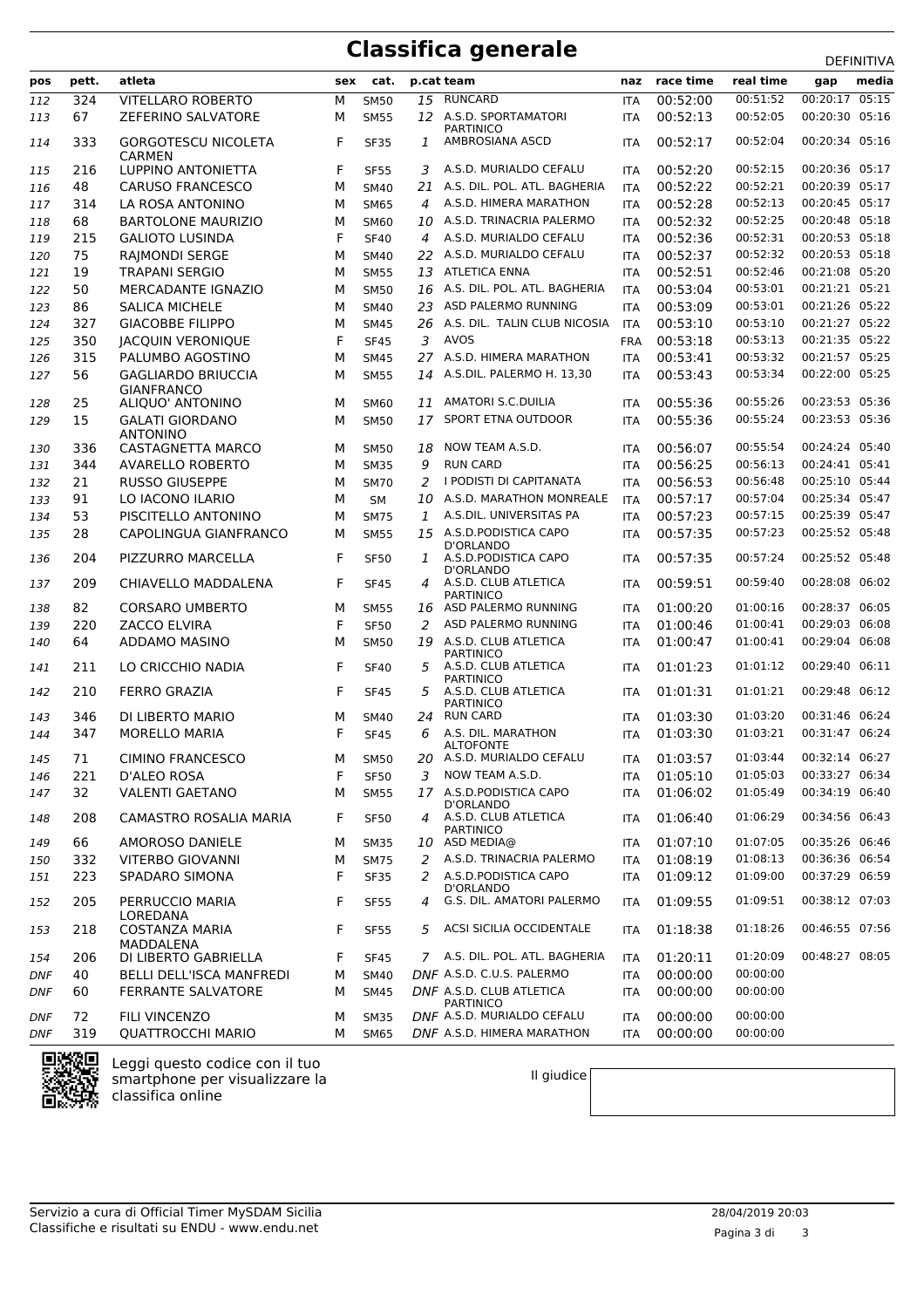# Classifica generale

DEFINITIVA

| pos | pett. | atleta | sex | cat. | p.cat | team | naz | race time | real time | gap | media |
|---|---|---|---|---|---|---|---|---|---|---|---|
| 112 | 324 | VITELLARO ROBERTO | M | SM50 | 15 | RUNCARD | ITA | 00:52:00 | 00:51:52 | 00:20:17 | 05:15 |
| 113 | 67 | ZEFERINO SALVATORE | M | SM55 | 12 | A.S.D. SPORTAMATORI PARTINICO | ITA | 00:52:13 | 00:52:05 | 00:20:30 | 05:16 |
| 114 | 333 | GORGOTESCU NICOLETA CARMEN | F | SF35 | 1 | AMBROSIANA ASCD | ITA | 00:52:17 | 00:52:04 | 00:20:34 | 05:16 |
| 115 | 216 | LUPPINO ANTONIETTA | F | SF55 | 3 | A.S.D. MURIALDO CEFALU | ITA | 00:52:20 | 00:52:15 | 00:20:36 | 05:17 |
| 116 | 48 | CARUSO FRANCESCO | M | SM40 | 21 | A.S. DIL. POL. ATL. BAGHERIA | ITA | 00:52:22 | 00:52:21 | 00:20:39 | 05:17 |
| 117 | 314 | LA ROSA ANTONINO | M | SM65 | 4 | A.S.D. HIMERA MARATHON | ITA | 00:52:28 | 00:52:13 | 00:20:45 | 05:17 |
| 118 | 68 | BARTOLONE MAURIZIO | M | SM60 | 10 | A.S.D. TRINACRIA PALERMO | ITA | 00:52:32 | 00:52:25 | 00:20:48 | 05:18 |
| 119 | 215 | GALIOTO LUSINDA | F | SF40 | 4 | A.S.D. MURIALDO CEFALU | ITA | 00:52:36 | 00:52:31 | 00:20:53 | 05:18 |
| 120 | 75 | RAJMONDI SERGE | M | SM40 | 22 | A.S.D. MURIALDO CEFALU | ITA | 00:52:37 | 00:52:32 | 00:20:53 | 05:18 |
| 121 | 19 | TRAPANI SERGIO | M | SM55 | 13 | ATLETICA ENNA | ITA | 00:52:51 | 00:52:46 | 00:21:08 | 05:20 |
| 122 | 50 | MERCADANTE IGNAZIO | M | SM50 | 16 | A.S. DIL. POL. ATL. BAGHERIA | ITA | 00:53:04 | 00:53:01 | 00:21:21 | 05:21 |
| 123 | 86 | SALICA MICHELE | M | SM40 | 23 | ASD PALERMO RUNNING | ITA | 00:53:09 | 00:53:01 | 00:21:26 | 05:22 |
| 124 | 327 | GIACOBBE FILIPPO | M | SM45 | 26 | A.S. DIL. TALIN CLUB NICOSIA | ITA | 00:53:10 | 00:53:10 | 00:21:27 | 05:22 |
| 125 | 350 | JACQUIN VERONIQUE | F | SF45 | 3 | AVOS | FRA | 00:53:18 | 00:53:13 | 00:21:35 | 05:22 |
| 126 | 315 | PALUMBO AGOSTINO | M | SM45 | 27 | A.S.D. HIMERA MARATHON | ITA | 00:53:41 | 00:53:32 | 00:21:57 | 05:25 |
| 127 | 56 | GAGLIARDO BRIUCCIA GIANFRANCO | M | SM55 | 14 | A.S.DIL. PALERMO H. 13,30 | ITA | 00:53:43 | 00:53:34 | 00:22:00 | 05:25 |
| 128 | 25 | ALIQUO' ANTONINO | M | SM60 | 11 | AMATORI S.C.DUILIA | ITA | 00:55:36 | 00:55:26 | 00:23:53 | 05:36 |
| 129 | 15 | GALATI GIORDANO ANTONINO | M | SM50 | 17 | SPORT ETNA OUTDOOR | ITA | 00:55:36 | 00:55:24 | 00:23:53 | 05:36 |
| 130 | 336 | CASTAGNETTA MARCO | M | SM50 | 18 | NOW TEAM A.S.D. | ITA | 00:56:07 | 00:55:54 | 00:24:24 | 05:40 |
| 131 | 344 | AVARELLO ROBERTO | M | SM35 | 9 | RUN CARD | ITA | 00:56:25 | 00:56:13 | 00:24:41 | 05:41 |
| 132 | 21 | RUSSO GIUSEPPE | M | SM70 | 2 | I PODISTI DI CAPITANATA | ITA | 00:56:53 | 00:56:48 | 00:25:10 | 05:44 |
| 133 | 91 | LO IACONO ILARIO | M | SM | 10 | A.S.D. MARATHON MONREALE | ITA | 00:57:17 | 00:57:04 | 00:25:34 | 05:47 |
| 134 | 53 | PISCITELLO ANTONINO | M | SM75 | 1 | A.S.DIL. UNIVERSITAS PA | ITA | 00:57:23 | 00:57:15 | 00:25:39 | 05:47 |
| 135 | 28 | CAPOLINGUA GIANFRANCO | M | SM55 | 15 | A.S.D.PODISTICA CAPO D'ORLANDO | ITA | 00:57:35 | 00:57:23 | 00:25:52 | 05:48 |
| 136 | 204 | PIZZURRO MARCELLA | F | SF50 | 1 | A.S.D.PODISTICA CAPO D'ORLANDO | ITA | 00:57:35 | 00:57:24 | 00:25:52 | 05:48 |
| 137 | 209 | CHIAVELLO MADDALENA | F | SF45 | 4 | A.S.D. CLUB ATLETICA PARTINICO | ITA | 00:59:51 | 00:59:40 | 00:28:08 | 06:02 |
| 138 | 82 | CORSARO UMBERTO | M | SM55 | 16 | ASD PALERMO RUNNING | ITA | 01:00:20 | 01:00:16 | 00:28:37 | 06:05 |
| 139 | 220 | ZACCO ELVIRA | F | SF50 | 2 | ASD PALERMO RUNNING | ITA | 01:00:46 | 01:00:41 | 00:29:03 | 06:08 |
| 140 | 64 | ADDAMO MASINO | M | SM50 | 19 | A.S.D. CLUB ATLETICA PARTINICO | ITA | 01:00:47 | 01:00:41 | 00:29:04 | 06:08 |
| 141 | 211 | LO CRICCHIO NADIA | F | SF40 | 5 | A.S.D. CLUB ATLETICA PARTINICO | ITA | 01:01:23 | 01:01:12 | 00:29:40 | 06:11 |
| 142 | 210 | FERRO GRAZIA | F | SF45 | 5 | A.S.D. CLUB ATLETICA PARTINICO | ITA | 01:01:31 | 01:01:21 | 00:29:48 | 06:12 |
| 143 | 346 | DI LIBERTO MARIO | M | SM40 | 24 | RUN CARD | ITA | 01:03:30 | 01:03:20 | 00:31:46 | 06:24 |
| 144 | 347 | MORELLO MARIA | F | SF45 | 6 | A.S. DIL. MARATHON ALTOFONTE | ITA | 01:03:30 | 01:03:21 | 00:31:47 | 06:24 |
| 145 | 71 | CIMINO FRANCESCO | M | SM50 | 20 | A.S.D. MURIALDO CEFALU | ITA | 01:03:57 | 01:03:44 | 00:32:14 | 06:27 |
| 146 | 221 | D'ALEO ROSA | F | SF50 | 3 | NOW TEAM A.S.D. | ITA | 01:05:10 | 01:05:03 | 00:33:27 | 06:34 |
| 147 | 32 | VALENTI GAETANO | M | SM55 | 17 | A.S.D.PODISTICA CAPO D'ORLANDO | ITA | 01:06:02 | 01:05:49 | 00:34:19 | 06:40 |
| 148 | 208 | CAMASTRO ROSALIA MARIA | F | SF50 | 4 | A.S.D. CLUB ATLETICA PARTINICO | ITA | 01:06:40 | 01:06:29 | 00:34:56 | 06:43 |
| 149 | 66 | AMOROSO DANIELE | M | SM35 | 10 | ASD MEDIA@ | ITA | 01:07:10 | 01:07:05 | 00:35:26 | 06:46 |
| 150 | 332 | VITERBO GIOVANNI | M | SM75 | 2 | A.S.D. TRINACRIA PALERMO | ITA | 01:08:19 | 01:08:13 | 00:36:36 | 06:54 |
| 151 | 223 | SPADARO SIMONA | F | SF35 | 2 | A.S.D.PODISTICA CAPO D'ORLANDO | ITA | 01:09:12 | 01:09:00 | 00:37:29 | 06:59 |
| 152 | 205 | PERRUCCIO MARIA LOREDANA | F | SF55 | 4 | G.S. DIL. AMATORI PALERMO | ITA | 01:09:55 | 01:09:51 | 00:38:12 | 07:03 |
| 153 | 218 | COSTANZA MARIA MADDALENA | F | SF55 | 5 | ACSI SICILIA OCCIDENTALE | ITA | 01:18:38 | 01:18:26 | 00:46:55 | 07:56 |
| 154 | 206 | DI LIBERTO GABRIELLA | F | SF45 | 7 | A.S. DIL. POL. ATL. BAGHERIA | ITA | 01:20:11 | 01:20:09 | 00:48:27 | 08:05 |
| DNF | 40 | BELLI DELL'ISCA MANFREDI | M | SM40 | DNF | A.S.D. C.U.S. PALERMO | ITA | 00:00:00 | 00:00:00 | | |
| DNF | 60 | FERRANTE SALVATORE | M | SM45 | DNF | A.S.D. CLUB ATLETICA PARTINICO | ITA | 00:00:00 | 00:00:00 | | |
| DNF | 72 | FILI VINCENZO | M | SM35 | DNF | A.S.D. MURIALDO CEFALU | ITA | 00:00:00 | 00:00:00 | | |
| DNF | 319 | QUATTROCCHI MARIO | M | SM65 | DNF | A.S.D. HIMERA MARATHON | ITA | 00:00:00 | 00:00:00 | | |

Leggi questo codice con il tuo smartphone per visualizzare la classifica online

Il giudice

Servizio a cura di Official Timer MySDAM Sicilia
Classifiche e risultati su ENDU - www.endu.net

28/04/2019 20:03